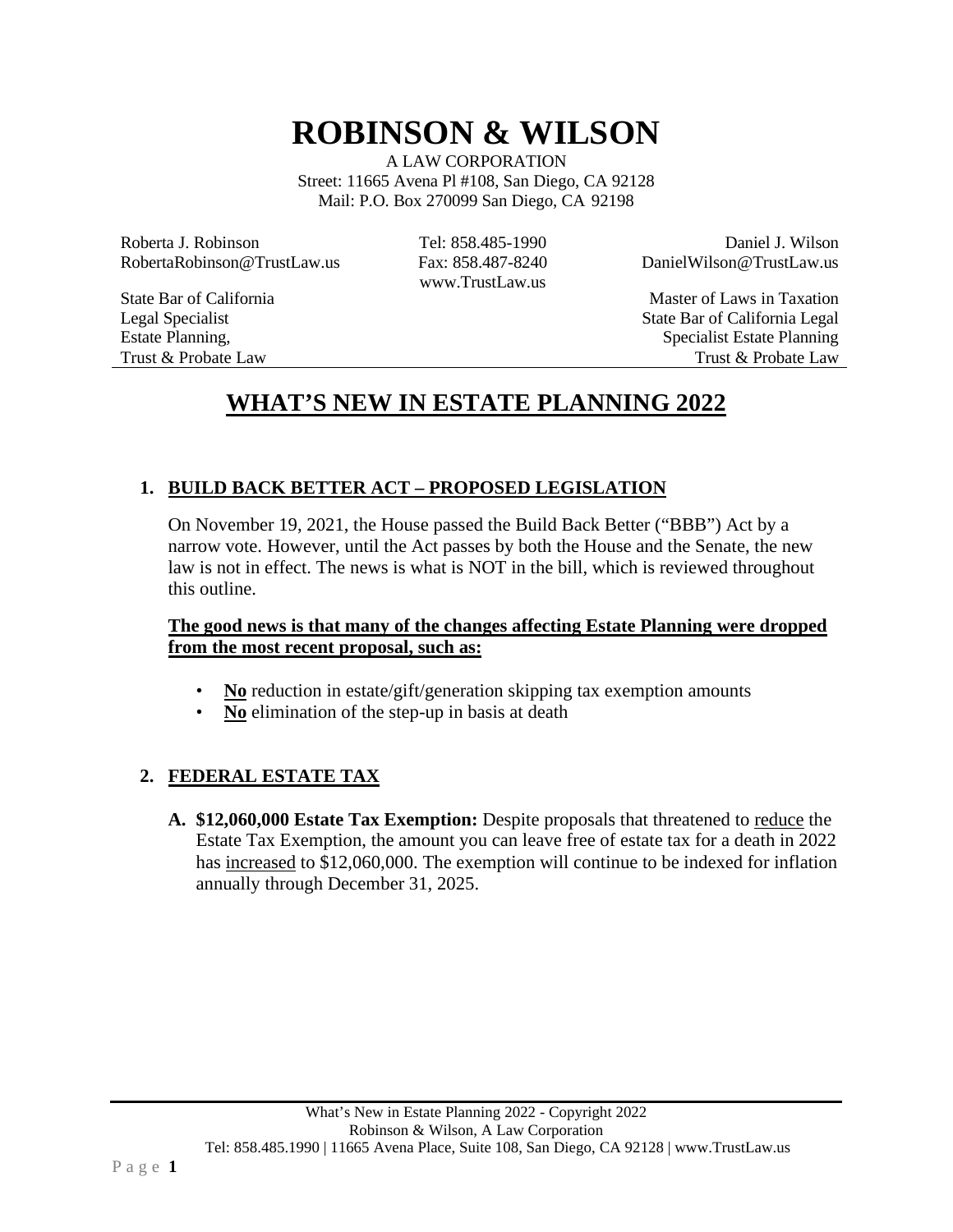# ROBINSON & WILSON

A LAW CORPORATION
Street: 11665 Avena Pl #108, San Diego, CA 92128
Mail: P.O. Box 270099 San Diego, CA 92198

Roberta J. Robinson
RobertaRobinson@TrustLaw.us

State Bar of California
Legal Specialist
Estate Planning,
Trust & Probate Law

Tel: 858.485-1990
Fax: 858.487-8240
www.TrustLaw.us

Daniel J. Wilson
DanielWilson@TrustLaw.us

Master of Laws in Taxation
State Bar of California Legal
Specialist Estate Planning
Trust & Probate Law

## WHAT'S NEW IN ESTATE PLANNING 2022

### 1. BUILD BACK BETTER ACT – PROPOSED LEGISLATION

On November 19, 2021, the House passed the Build Back Better ("BBB") Act by a narrow vote. However, until the Act passes by both the House and the Senate, the new law is not in effect. The news is what is NOT in the bill, which is reviewed throughout this outline.

**The good news is that many of the changes affecting Estate Planning were dropped from the most recent proposal, such as:**

- **No** reduction in estate/gift/generation skipping tax exemption amounts
- **No** elimination of the step-up in basis at death

### 2. FEDERAL ESTATE TAX

**A. $12,060,000 Estate Tax Exemption:** Despite proposals that threatened to reduce the Estate Tax Exemption, the amount you can leave free of estate tax for a death in 2022 has increased to $12,060,000. The exemption will continue to be indexed for inflation annually through December 31, 2025.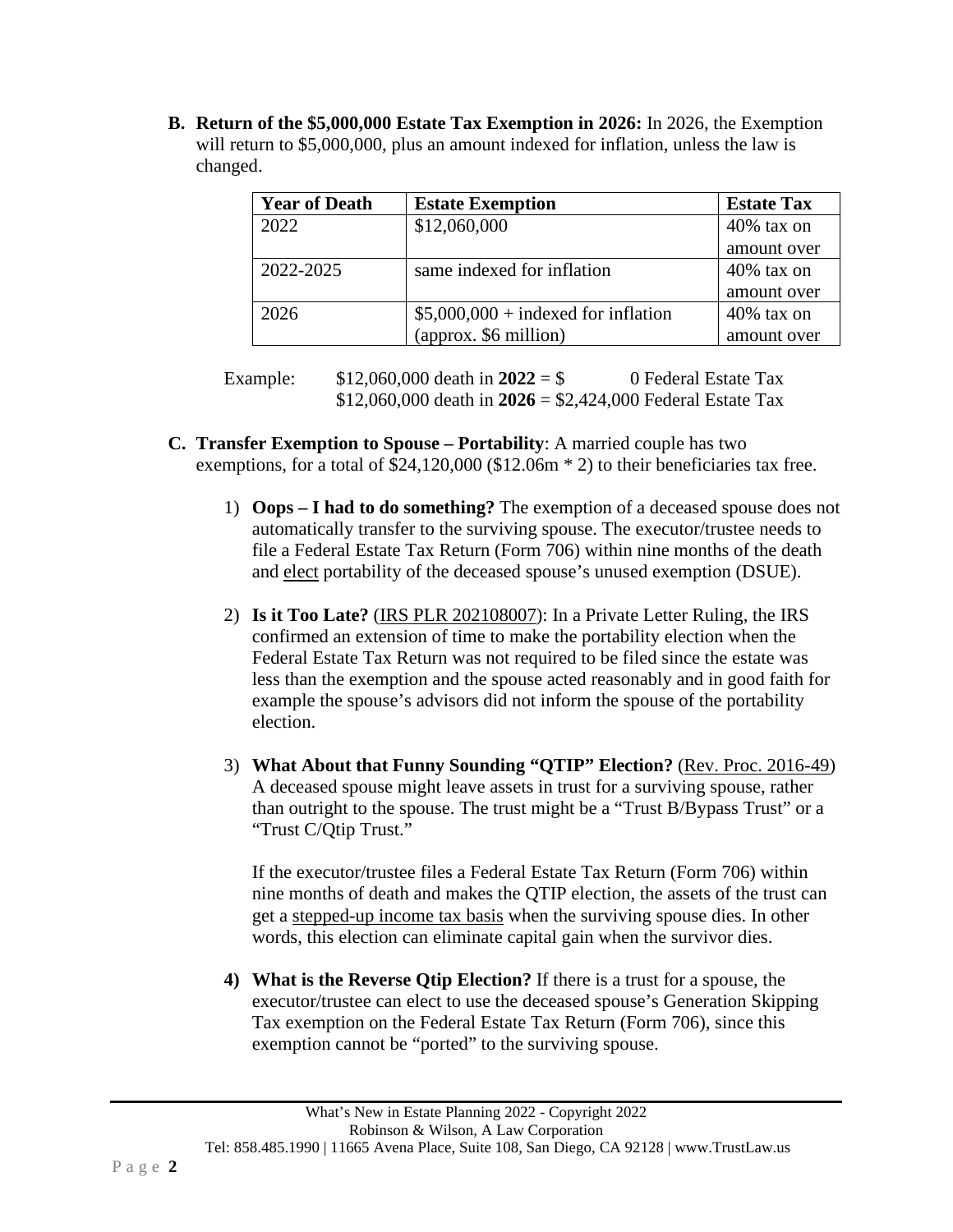**B. Return of the $5,000,000 Estate Tax Exemption in 2026:** In 2026, the Exemption will return to $5,000,000, plus an amount indexed for inflation, unless the law is changed.

| Year of Death | Estate Exemption | Estate Tax |
|---|---|---|
| 2022 | $12,060,000 | 40% tax on amount over |
| 2022-2025 | same indexed for inflation | 40% tax on amount over |
| 2026 | $5,000,000 + indexed for inflation (approx. $6 million) | 40% tax on amount over |

Example: $12,060,000 death in **2022** = $ 0 Federal Estate Tax
$12,060,000 death in **2026** = $2,424,000 Federal Estate Tax

**C. Transfer Exemption to Spouse – Portability**: A married couple has two exemptions, for a total of $24,120,000 ($12.06m * 2) to their beneficiaries tax free.

1) **Oops – I had to do something?** The exemption of a deceased spouse does not automatically transfer to the surviving spouse. The executor/trustee needs to file a Federal Estate Tax Return (Form 706) within nine months of the death and elect portability of the deceased spouse's unused exemption (DSUE).

2) **Is it Too Late?** (IRS PLR 202108007): In a Private Letter Ruling, the IRS confirmed an extension of time to make the portability election when the Federal Estate Tax Return was not required to be filed since the estate was less than the exemption and the spouse acted reasonably and in good faith for example the spouse's advisors did not inform the spouse of the portability election.

3) **What About that Funny Sounding "QTIP" Election?** (Rev. Proc. 2016-49) A deceased spouse might leave assets in trust for a surviving spouse, rather than outright to the spouse. The trust might be a "Trust B/Bypass Trust" or a "Trust C/Qtip Trust."

   If the executor/trustee files a Federal Estate Tax Return (Form 706) within nine months of death and makes the QTIP election, the assets of the trust can get a stepped-up income tax basis when the surviving spouse dies. In other words, this election can eliminate capital gain when the survivor dies.

4) **What is the Reverse Qtip Election?** If there is a trust for a spouse, the executor/trustee can elect to use the deceased spouse's Generation Skipping Tax exemption on the Federal Estate Tax Return (Form 706), since this exemption cannot be "ported" to the surviving spouse.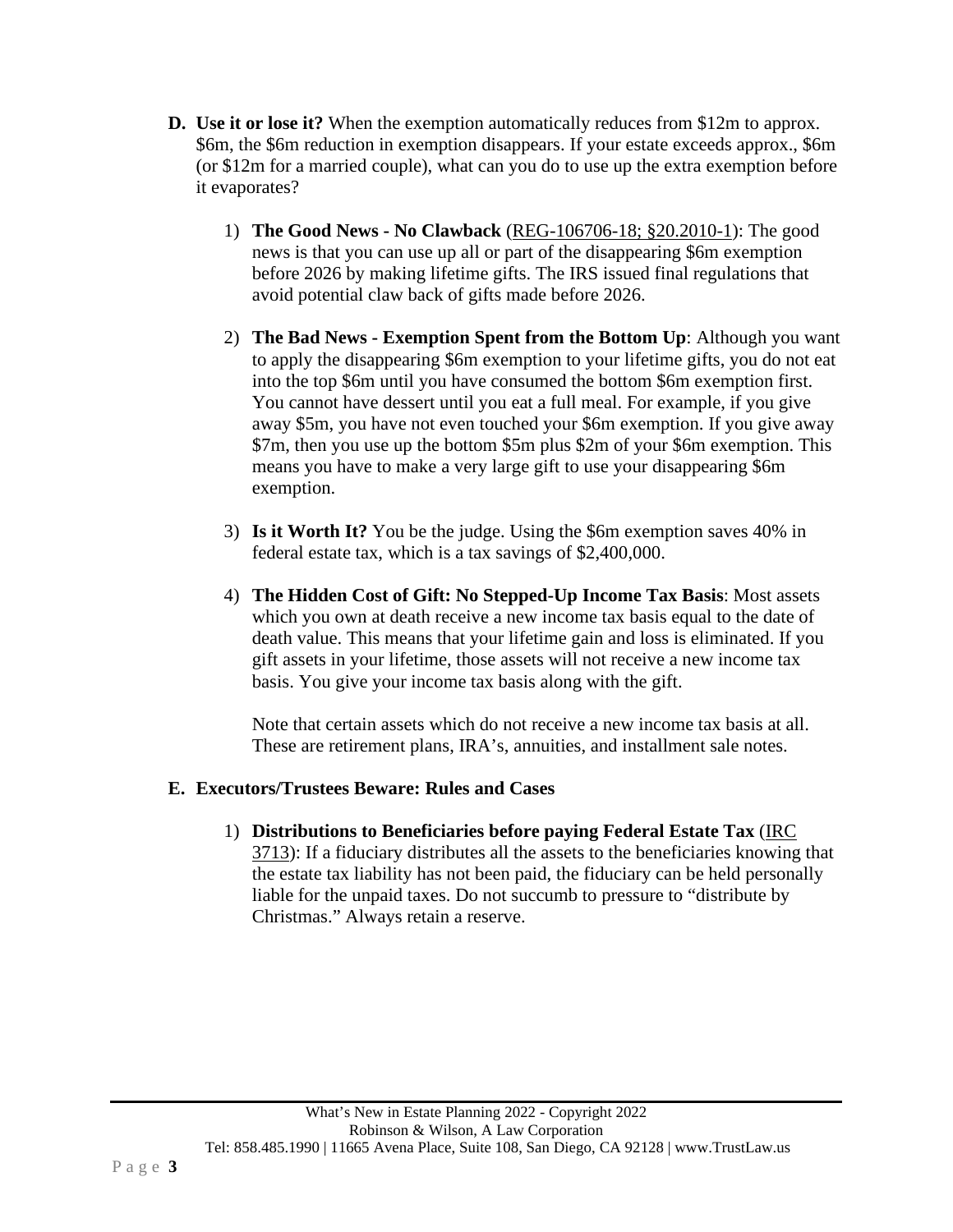**D. Use it or lose it?** When the exemption automatically reduces from $12m to approx. $6m, the $6m reduction in exemption disappears. If your estate exceeds approx., $6m (or $12m for a married couple), what can you do to use up the extra exemption before it evaporates?

1) **The Good News - No Clawback** (REG-106706-18; §20.2010-1): The good news is that you can use up all or part of the disappearing $6m exemption before 2026 by making lifetime gifts. The IRS issued final regulations that avoid potential claw back of gifts made before 2026.

2) **The Bad News - Exemption Spent from the Bottom Up**: Although you want to apply the disappearing $6m exemption to your lifetime gifts, you do not eat into the top $6m until you have consumed the bottom $6m exemption first. You cannot have dessert until you eat a full meal. For example, if you give away $5m, you have not even touched your $6m exemption. If you give away $7m, then you use up the bottom $5m plus $2m of your $6m exemption. This means you have to make a very large gift to use your disappearing $6m exemption.

3) **Is it Worth It?** You be the judge. Using the $6m exemption saves 40% in federal estate tax, which is a tax savings of $2,400,000.

4) **The Hidden Cost of Gift: No Stepped-Up Income Tax Basis**: Most assets which you own at death receive a new income tax basis equal to the date of death value. This means that your lifetime gain and loss is eliminated. If you gift assets in your lifetime, those assets will not receive a new income tax basis. You give your income tax basis along with the gift.

   Note that certain assets which do not receive a new income tax basis at all. These are retirement plans, IRA's, annuities, and installment sale notes.

**E. Executors/Trustees Beware: Rules and Cases**

1) **Distributions to Beneficiaries before paying Federal Estate Tax** (IRC 3713): If a fiduciary distributes all the assets to the beneficiaries knowing that the estate tax liability has not been paid, the fiduciary can be held personally liable for the unpaid taxes. Do not succumb to pressure to "distribute by Christmas." Always retain a reserve.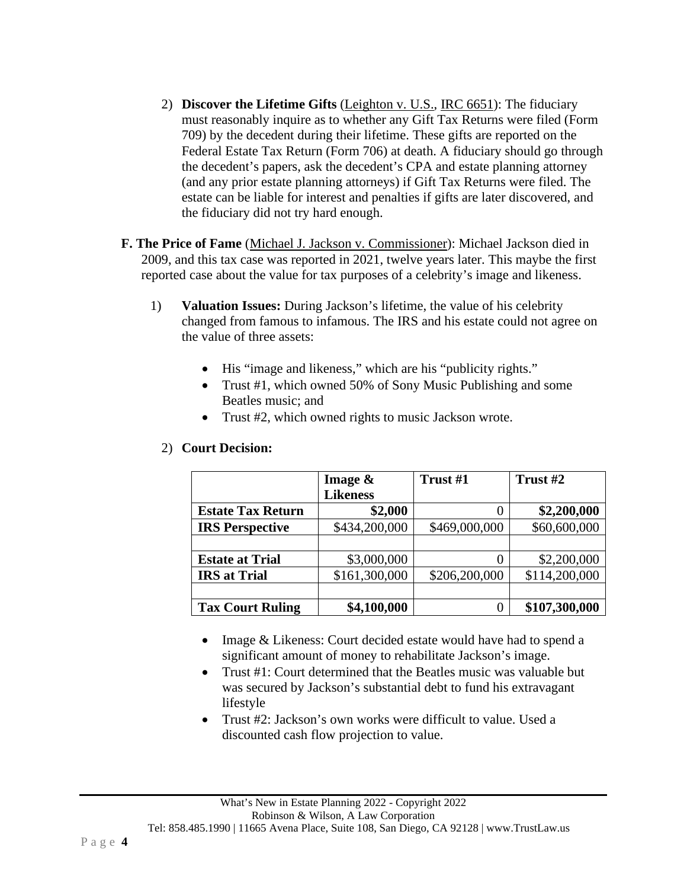2) **Discover the Lifetime Gifts** (Leighton v. U.S., IRC 6651): The fiduciary must reasonably inquire as to whether any Gift Tax Returns were filed (Form 709) by the decedent during their lifetime. These gifts are reported on the Federal Estate Tax Return (Form 706) at death. A fiduciary should go through the decedent's papers, ask the decedent's CPA and estate planning attorney (and any prior estate planning attorneys) if Gift Tax Returns were filed. The estate can be liable for interest and penalties if gifts are later discovered, and the fiduciary did not try hard enough.

**F. The Price of Fame** (Michael J. Jackson v. Commissioner): Michael Jackson died in 2009, and this tax case was reported in 2021, twelve years later. This maybe the first reported case about the value for tax purposes of a celebrity's image and likeness.

1) **Valuation Issues:** During Jackson's lifetime, the value of his celebrity changed from famous to infamous. The IRS and his estate could not agree on the value of three assets:

- His "image and likeness," which are his "publicity rights."
- Trust #1, which owned 50% of Sony Music Publishing and some Beatles music; and
- Trust #2, which owned rights to music Jackson wrote.

2) **Court Decision:**

| | **Image & Likeness** | **Trust #1** | **Trust #2** |
|---|---|---|---|
| **Estate Tax Return** | **$2,000** | 0 | **$2,200,000** |
| **IRS Perspective** | $434,200,000 | $469,000,000 | $60,600,000 |
| | | | |
| **Estate at Trial** | $3,000,000 | 0 | $2,200,000 |
| **IRS at Trial** | $161,300,000 | $206,200,000 | $114,200,000 |
| | | | |
| **Tax Court Ruling** | **$4,100,000** | 0 | **$107,300,000** |

- Image & Likeness: Court decided estate would have had to spend a significant amount of money to rehabilitate Jackson's image.
- Trust #1: Court determined that the Beatles music was valuable but was secured by Jackson's substantial debt to fund his extravagant lifestyle
- Trust #2: Jackson's own works were difficult to value. Used a discounted cash flow projection to value.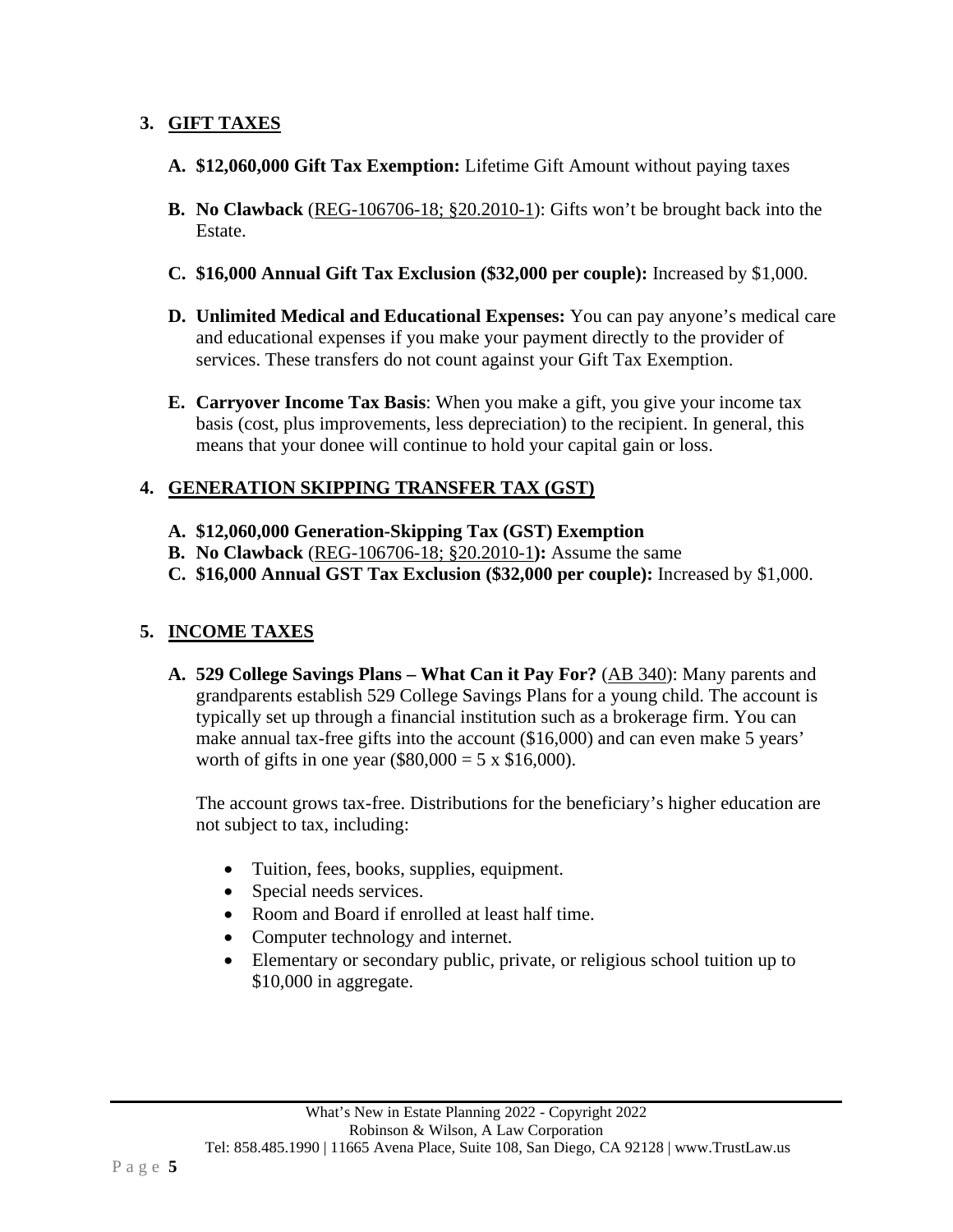## 3. GIFT TAXES

**A. \$12,060,000 Gift Tax Exemption:** Lifetime Gift Amount without paying taxes

**B. No Clawback** (REG-106706-18; §20.2010-1): Gifts won't be brought back into the Estate.

**C. \$16,000 Annual Gift Tax Exclusion (\$32,000 per couple):** Increased by \$1,000.

**D. Unlimited Medical and Educational Expenses:** You can pay anyone's medical care and educational expenses if you make your payment directly to the provider of services. These transfers do not count against your Gift Tax Exemption.

**E. Carryover Income Tax Basis**: When you make a gift, you give your income tax basis (cost, plus improvements, less depreciation) to the recipient. In general, this means that your donee will continue to hold your capital gain or loss.

## 4. GENERATION SKIPPING TRANSFER TAX (GST)

**A. \$12,060,000 Generation-Skipping Tax (GST) Exemption**
**B. No Clawback** (REG-106706-18; §20.2010-1)**:** Assume the same
**C. \$16,000 Annual GST Tax Exclusion (\$32,000 per couple):** Increased by \$1,000.

## 5. INCOME TAXES

**A. 529 College Savings Plans – What Can it Pay For?** (AB 340): Many parents and grandparents establish 529 College Savings Plans for a young child. The account is typically set up through a financial institution such as a brokerage firm. You can make annual tax-free gifts into the account (\$16,000) and can even make 5 years' worth of gifts in one year (\$80,000 = 5 x \$16,000).

The account grows tax-free. Distributions for the beneficiary's higher education are not subject to tax, including:

- Tuition, fees, books, supplies, equipment.
- Special needs services.
- Room and Board if enrolled at least half time.
- Computer technology and internet.
- Elementary or secondary public, private, or religious school tuition up to \$10,000 in aggregate.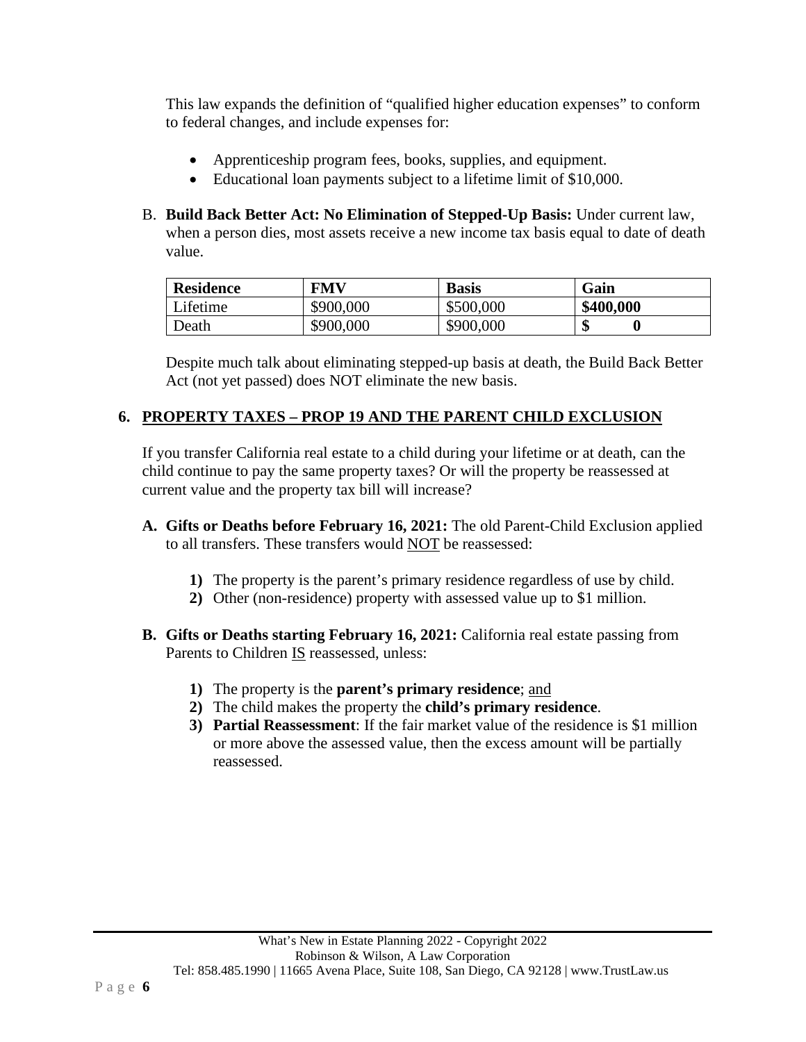This law expands the definition of "qualified higher education expenses" to conform to federal changes, and include expenses for:

- Apprenticeship program fees, books, supplies, and equipment.
- Educational loan payments subject to a lifetime limit of $10,000.

B. **Build Back Better Act: No Elimination of Stepped-Up Basis:** Under current law, when a person dies, most assets receive a new income tax basis equal to date of death value.

| **Residence** | **FMV** | **Basis** | **Gain** |
|---|---|---|---|
| Lifetime | $900,000 | $500,000 | **$400,000** |
| Death | $900,000 | $900,000 | **$ 0** |

Despite much talk about eliminating stepped-up basis at death, the Build Back Better Act (not yet passed) does NOT eliminate the new basis.

## 6. PROPERTY TAXES – PROP 19 AND THE PARENT CHILD EXCLUSION

If you transfer California real estate to a child during your lifetime or at death, can the child continue to pay the same property taxes? Or will the property be reassessed at current value and the property tax bill will increase?

**A. Gifts or Deaths before February 16, 2021:** The old Parent-Child Exclusion applied to all transfers. These transfers would NOT be reassessed:

1) The property is the parent's primary residence regardless of use by child.
2) Other (non-residence) property with assessed value up to $1 million.

**B. Gifts or Deaths starting February 16, 2021:** California real estate passing from Parents to Children IS reassessed, unless:

1) The property is the **parent's primary residence**; and
2) The child makes the property the **child's primary residence**.
3) **Partial Reassessment**: If the fair market value of the residence is $1 million or more above the assessed value, then the excess amount will be partially reassessed.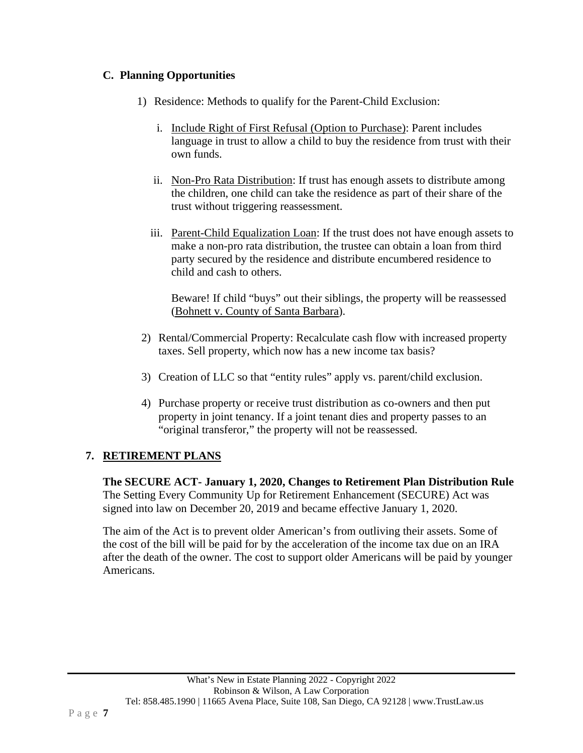### C. Planning Opportunities

1) Residence: Methods to qualify for the Parent-Child Exclusion:

   i. Include Right of First Refusal (Option to Purchase): Parent includes language in trust to allow a child to buy the residence from trust with their own funds.

   ii. Non-Pro Rata Distribution: If trust has enough assets to distribute among the children, one child can take the residence as part of their share of the trust without triggering reassessment.

   iii. Parent-Child Equalization Loan: If the trust does not have enough assets to make a non-pro rata distribution, the trustee can obtain a loan from third party secured by the residence and distribute encumbered residence to child and cash to others.

   Beware! If child "buys" out their siblings, the property will be reassessed (Bohnett v. County of Santa Barbara).

2) Rental/Commercial Property: Recalculate cash flow with increased property taxes. Sell property, which now has a new income tax basis?

3) Creation of LLC so that "entity rules" apply vs. parent/child exclusion.

4) Purchase property or receive trust distribution as co-owners and then put property in joint tenancy. If a joint tenant dies and property passes to an "original transferor," the property will not be reassessed.

## 7. RETIREMENT PLANS

**The SECURE ACT- January 1, 2020, Changes to Retirement Plan Distribution Rule**
The Setting Every Community Up for Retirement Enhancement (SECURE) Act was signed into law on December 20, 2019 and became effective January 1, 2020.

The aim of the Act is to prevent older American's from outliving their assets. Some of the cost of the bill will be paid for by the acceleration of the income tax due on an IRA after the death of the owner. The cost to support older Americans will be paid by younger Americans.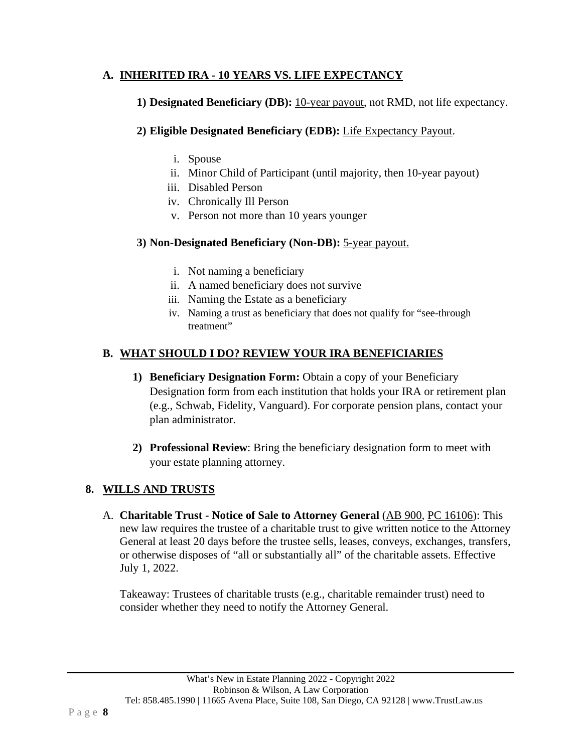### A. INHERITED IRA - 10 YEARS VS. LIFE EXPECTANCY

**1) Designated Beneficiary (DB):** 10-year payout, not RMD, not life expectancy.

**2) Eligible Designated Beneficiary (EDB):** Life Expectancy Payout.

i. Spouse
ii. Minor Child of Participant (until majority, then 10-year payout)
iii. Disabled Person
iv. Chronically Ill Person
v. Person not more than 10 years younger

**3) Non-Designated Beneficiary (Non-DB):** 5-year payout.

i. Not naming a beneficiary
ii. A named beneficiary does not survive
iii. Naming the Estate as a beneficiary
iv. Naming a trust as beneficiary that does not qualify for "see-through treatment"

### B. WHAT SHOULD I DO? REVIEW YOUR IRA BENEFICIARIES

1) **Beneficiary Designation Form:** Obtain a copy of your Beneficiary Designation form from each institution that holds your IRA or retirement plan (e.g., Schwab, Fidelity, Vanguard). For corporate pension plans, contact your plan administrator.

2) **Professional Review**: Bring the beneficiary designation form to meet with your estate planning attorney.

## 8. WILLS AND TRUSTS

A. **Charitable Trust - Notice of Sale to Attorney General** (AB 900, PC 16106): This new law requires the trustee of a charitable trust to give written notice to the Attorney General at least 20 days before the trustee sells, leases, conveys, exchanges, transfers, or otherwise disposes of "all or substantially all" of the charitable assets. Effective July 1, 2022.

Takeaway: Trustees of charitable trusts (e.g., charitable remainder trust) need to consider whether they need to notify the Attorney General.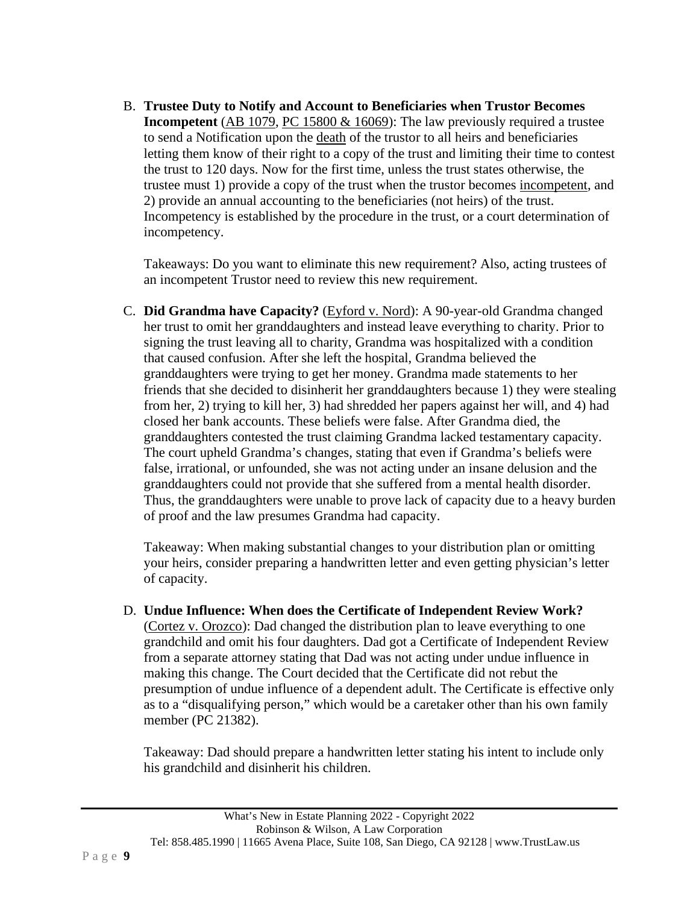B. **Trustee Duty to Notify and Account to Beneficiaries when Trustor Becomes Incompetent** (AB 1079, PC 15800 & 16069): The law previously required a trustee to send a Notification upon the death of the trustor to all heirs and beneficiaries letting them know of their right to a copy of the trust and limiting their time to contest the trust to 120 days. Now for the first time, unless the trust states otherwise, the trustee must 1) provide a copy of the trust when the trustor becomes incompetent, and 2) provide an annual accounting to the beneficiaries (not heirs) of the trust. Incompetency is established by the procedure in the trust, or a court determination of incompetency.

   Takeaways: Do you want to eliminate this new requirement? Also, acting trustees of an incompetent Trustor need to review this new requirement.

C. **Did Grandma have Capacity?** (Eyford v. Nord): A 90-year-old Grandma changed her trust to omit her granddaughters and instead leave everything to charity. Prior to signing the trust leaving all to charity, Grandma was hospitalized with a condition that caused confusion. After she left the hospital, Grandma believed the granddaughters were trying to get her money. Grandma made statements to her friends that she decided to disinherit her granddaughters because 1) they were stealing from her, 2) trying to kill her, 3) had shredded her papers against her will, and 4) had closed her bank accounts. These beliefs were false. After Grandma died, the granddaughters contested the trust claiming Grandma lacked testamentary capacity. The court upheld Grandma's changes, stating that even if Grandma's beliefs were false, irrational, or unfounded, she was not acting under an insane delusion and the granddaughters could not provide that she suffered from a mental health disorder. Thus, the granddaughters were unable to prove lack of capacity due to a heavy burden of proof and the law presumes Grandma had capacity.

   Takeaway: When making substantial changes to your distribution plan or omitting your heirs, consider preparing a handwritten letter and even getting physician's letter of capacity.

D. **Undue Influence: When does the Certificate of Independent Review Work?** (Cortez v. Orozco): Dad changed the distribution plan to leave everything to one grandchild and omit his four daughters. Dad got a Certificate of Independent Review from a separate attorney stating that Dad was not acting under undue influence in making this change. The Court decided that the Certificate did not rebut the presumption of undue influence of a dependent adult. The Certificate is effective only as to a "disqualifying person," which would be a caretaker other than his own family member (PC 21382).

   Takeaway: Dad should prepare a handwritten letter stating his intent to include only his grandchild and disinherit his children.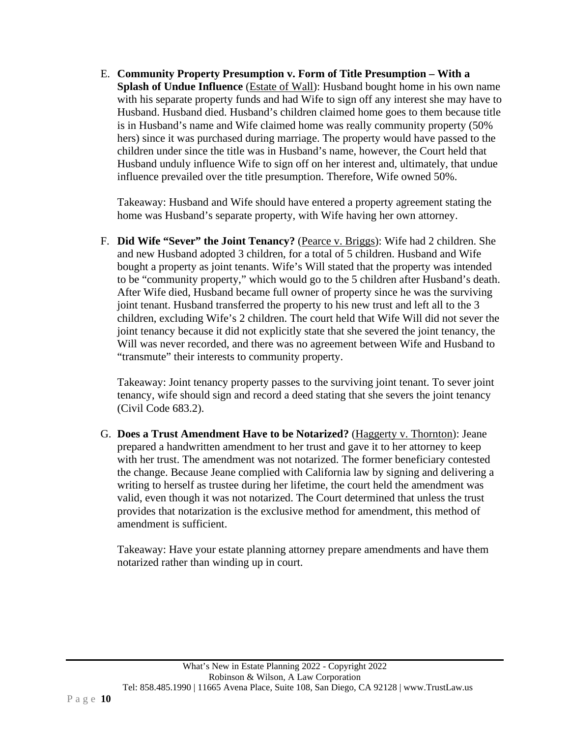E. **Community Property Presumption v. Form of Title Presumption – With a Splash of Undue Influence** (Estate of Wall): Husband bought home in his own name with his separate property funds and had Wife to sign off any interest she may have to Husband. Husband died. Husband's children claimed home goes to them because title is in Husband's name and Wife claimed home was really community property (50% hers) since it was purchased during marriage. The property would have passed to the children under since the title was in Husband's name, however, the Court held that Husband unduly influence Wife to sign off on her interest and, ultimately, that undue influence prevailed over the title presumption. Therefore, Wife owned 50%.

   Takeaway: Husband and Wife should have entered a property agreement stating the home was Husband's separate property, with Wife having her own attorney.

F. **Did Wife "Sever" the Joint Tenancy?** (Pearce v. Briggs): Wife had 2 children. She and new Husband adopted 3 children, for a total of 5 children. Husband and Wife bought a property as joint tenants. Wife's Will stated that the property was intended to be "community property," which would go to the 5 children after Husband's death. After Wife died, Husband became full owner of property since he was the surviving joint tenant. Husband transferred the property to his new trust and left all to the 3 children, excluding Wife's 2 children. The court held that Wife Will did not sever the joint tenancy because it did not explicitly state that she severed the joint tenancy, the Will was never recorded, and there was no agreement between Wife and Husband to "transmute" their interests to community property.

   Takeaway: Joint tenancy property passes to the surviving joint tenant. To sever joint tenancy, wife should sign and record a deed stating that she severs the joint tenancy (Civil Code 683.2).

G. **Does a Trust Amendment Have to be Notarized?** (Haggerty v. Thornton): Jeane prepared a handwritten amendment to her trust and gave it to her attorney to keep with her trust. The amendment was not notarized. The former beneficiary contested the change. Because Jeane complied with California law by signing and delivering a writing to herself as trustee during her lifetime, the court held the amendment was valid, even though it was not notarized. The Court determined that unless the trust provides that notarization is the exclusive method for amendment, this method of amendment is sufficient.

   Takeaway: Have your estate planning attorney prepare amendments and have them notarized rather than winding up in court.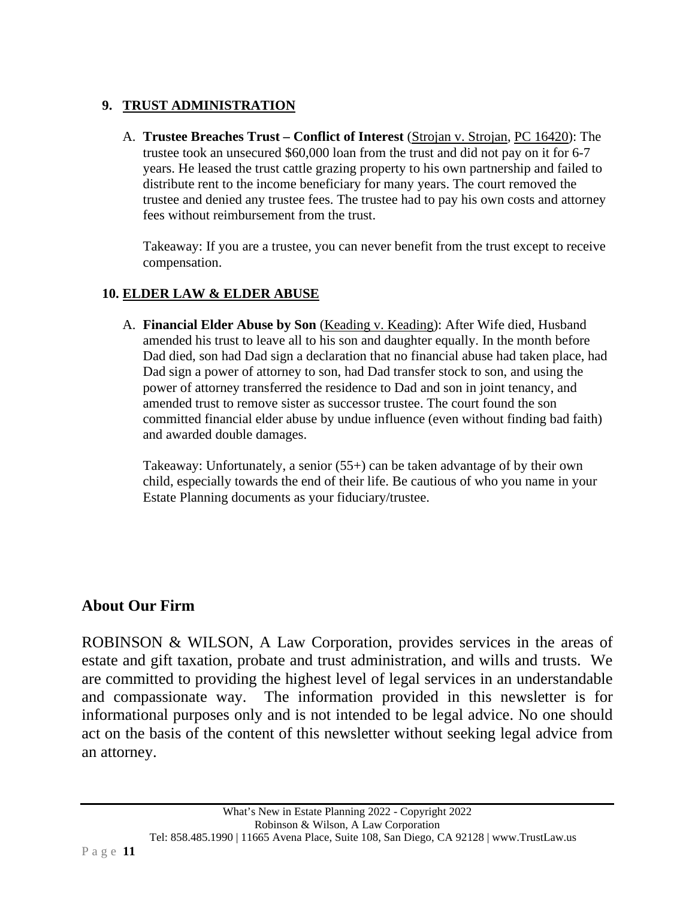## 9. TRUST ADMINISTRATION

A. **Trustee Breaches Trust – Conflict of Interest** (Strojan v. Strojan, PC 16420): The trustee took an unsecured $60,000 loan from the trust and did not pay on it for 6-7 years. He leased the trust cattle grazing property to his own partnership and failed to distribute rent to the income beneficiary for many years. The court removed the trustee and denied any trustee fees. The trustee had to pay his own costs and attorney fees without reimbursement from the trust.

   Takeaway: If you are a trustee, you can never benefit from the trust except to receive compensation.

## 10. ELDER LAW & ELDER ABUSE

A. **Financial Elder Abuse by Son** (Keading v. Keading): After Wife died, Husband amended his trust to leave all to his son and daughter equally. In the month before Dad died, son had Dad sign a declaration that no financial abuse had taken place, had Dad sign a power of attorney to son, had Dad transfer stock to son, and using the power of attorney transferred the residence to Dad and son in joint tenancy, and amended trust to remove sister as successor trustee. The court found the son committed financial elder abuse by undue influence (even without finding bad faith) and awarded double damages.

   Takeaway: Unfortunately, a senior (55+) can be taken advantage of by their own child, especially towards the end of their life. Be cautious of who you name in your Estate Planning documents as your fiduciary/trustee.

## About Our Firm

ROBINSON & WILSON, A Law Corporation, provides services in the areas of estate and gift taxation, probate and trust administration, and wills and trusts. We are committed to providing the highest level of legal services in an understandable and compassionate way. The information provided in this newsletter is for informational purposes only and is not intended to be legal advice. No one should act on the basis of the content of this newsletter without seeking legal advice from an attorney.